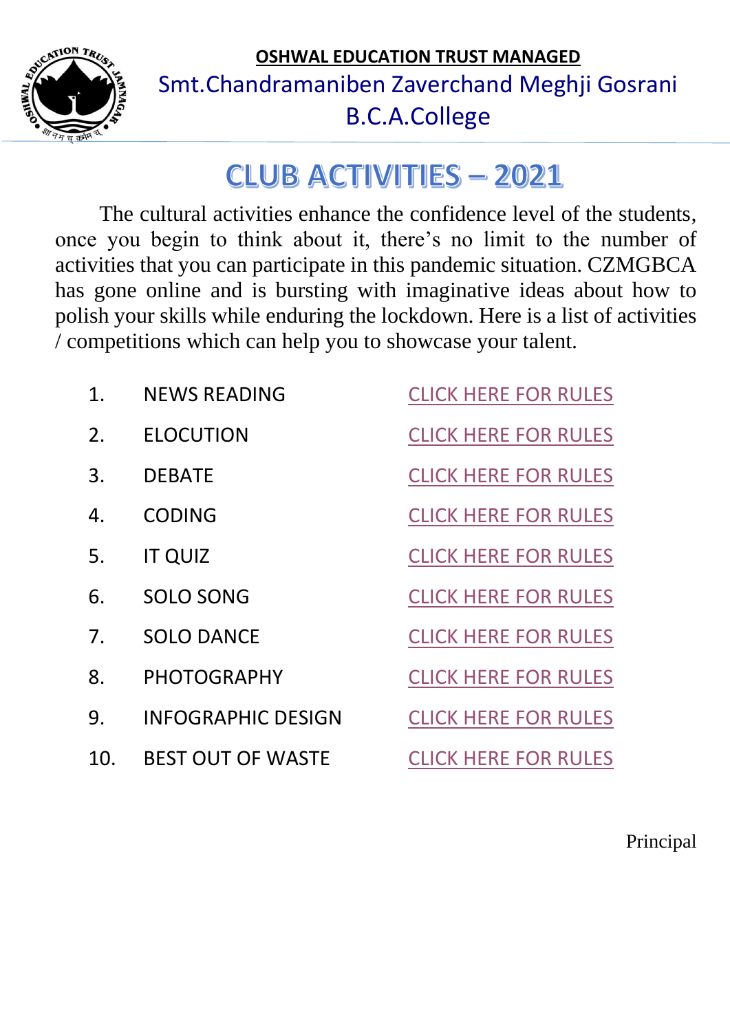**OSHWAL EDUCATION TRUST MANAGED**

Smt.Chandramaniben Zaverchand Meghji Gosrani B.C.A.College

# CLUB ACTIVITIES – 2021

The cultural activities enhance the confidence level of the students, once you begin to think about it, there's no limit to the number of activities that you can participate in this pandemic situation. CZMGBCA has gone online and is bursting with imaginative ideas about how to polish your skills while enduring the lockdown. Here is a list of activities / competitions which can help you to showcase your talent.

1. NEWS READING — CLICK HERE FOR RULES
2. ELOCUTION — CLICK HERE FOR RULES
3. DEBATE — CLICK HERE FOR RULES
4. CODING — CLICK HERE FOR RULES
5. IT QUIZ — CLICK HERE FOR RULES
6. SOLO SONG — CLICK HERE FOR RULES
7. SOLO DANCE — CLICK HERE FOR RULES
8. PHOTOGRAPHY — CLICK HERE FOR RULES
9. INFOGRAPHIC DESIGN — CLICK HERE FOR RULES
10. BEST OUT OF WASTE — CLICK HERE FOR RULES

Principal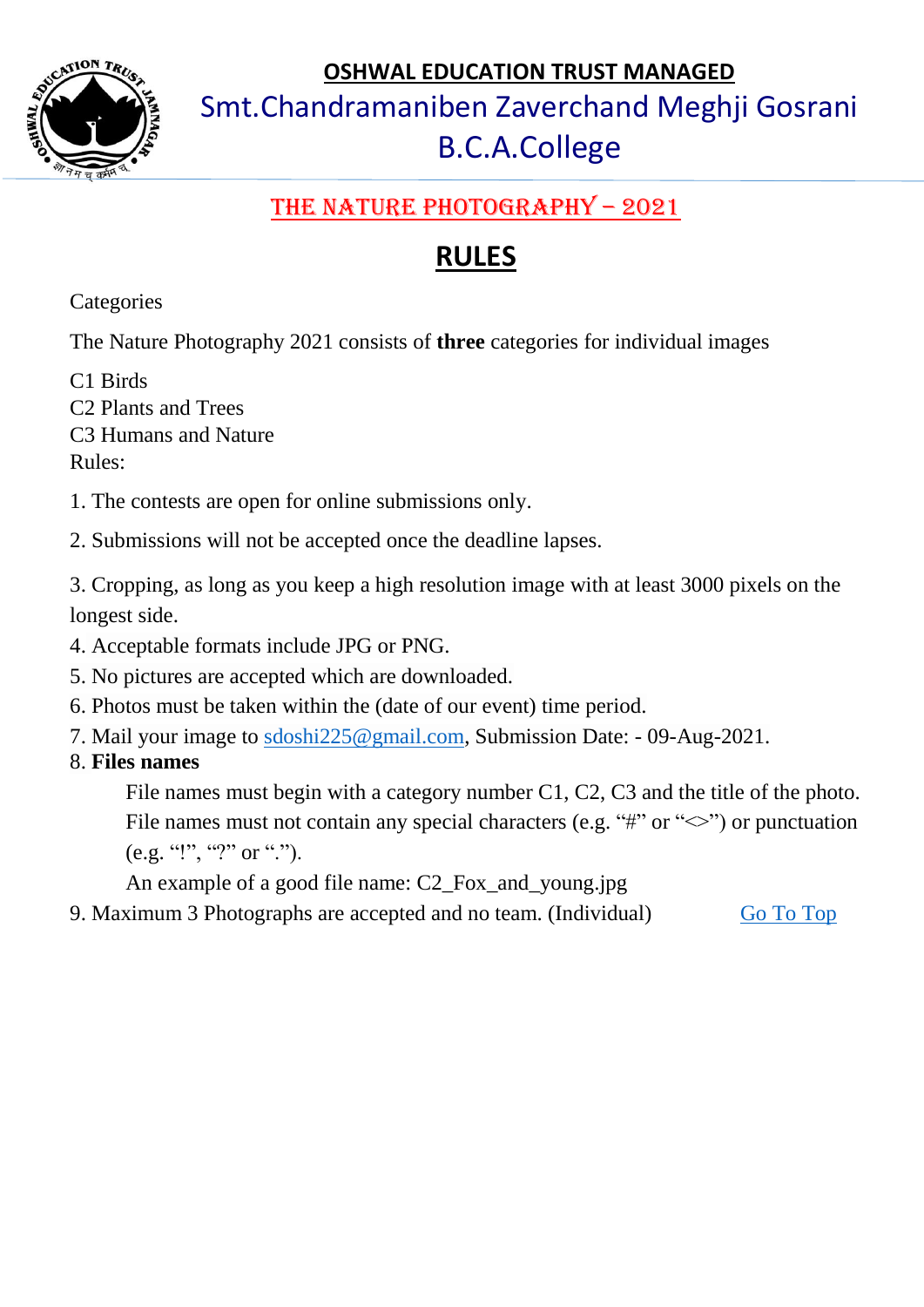**OSHWAL EDUCATION TRUST MANAGED**

Smt.Chandramaniben Zaverchand Meghji Gosrani B.C.A.College

## THE NATURE PHOTOGRAPHY – 2021

# RULES

Categories

The Nature Photography 2021 consists of **three** categories for individual images

C1 Birds
C2 Plants and Trees
C3 Humans and Nature
Rules:

1. The contests are open for online submissions only.

2. Submissions will not be accepted once the deadline lapses.

3. Cropping, as long as you keep a high resolution image with at least 3000 pixels on the longest side.
4. Acceptable formats include JPG or PNG.
5. No pictures are accepted which are downloaded.
6. Photos must be taken within the (date of our event) time period.
7. Mail your image to sdoshi225@gmail.com, Submission Date: - 09-Aug-2021.
8. **Files names**

   File names must begin with a category number C1, C2, C3 and the title of the photo. File names must not contain any special characters (e.g. "#" or "<>") or punctuation (e.g. "!", "?" or ".").

   An example of a good file name: C2_Fox_and_young.jpg
9. Maximum 3 Photographs are accepted and no team. (Individual)

Go To Top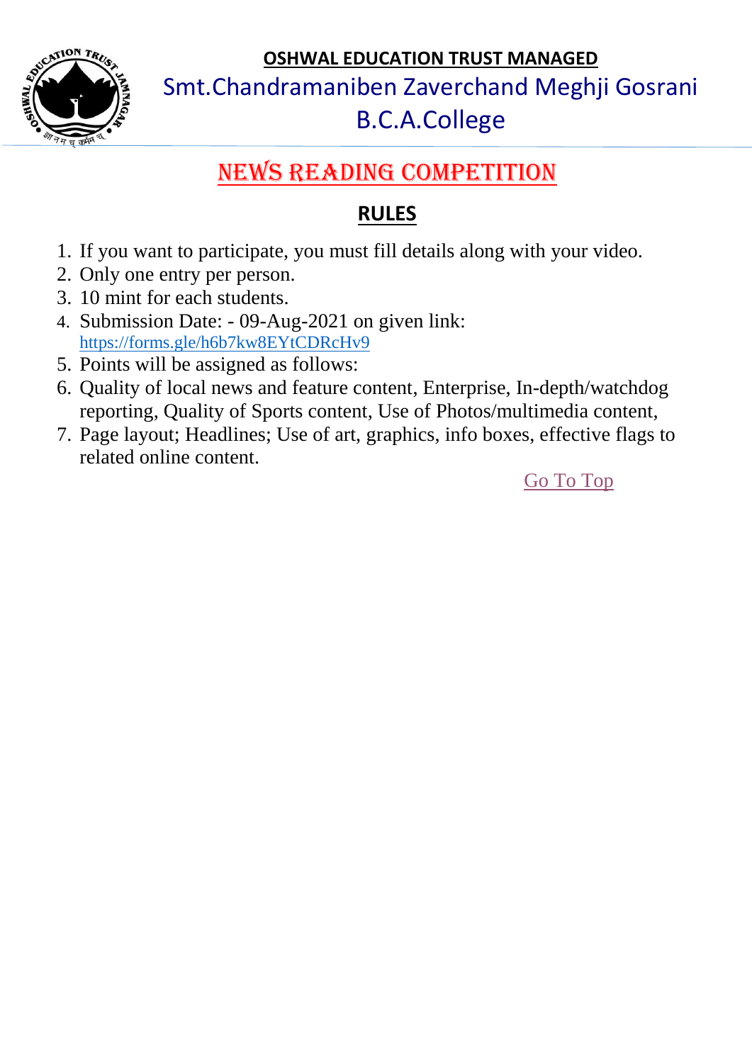**OSHWAL EDUCATION TRUST MANAGED**

Smt.Chandramaniben Zaverchand Meghji Gosrani

B.C.A.College

# NEWS READING COMPETITION

## RULES

1. If you want to participate, you must fill details along with your video.
2. Only one entry per person.
3. 10 mint for each students.
4. Submission Date: - 09-Aug-2021 on given link: https://forms.gle/h6b7kw8EYtCDRcHv9
5. Points will be assigned as follows:
6. Quality of local news and feature content, Enterprise, In-depth/watchdog reporting, Quality of Sports content, Use of Photos/multimedia content,
7. Page layout; Headlines; Use of art, graphics, info boxes, effective flags to related online content.

Go To Top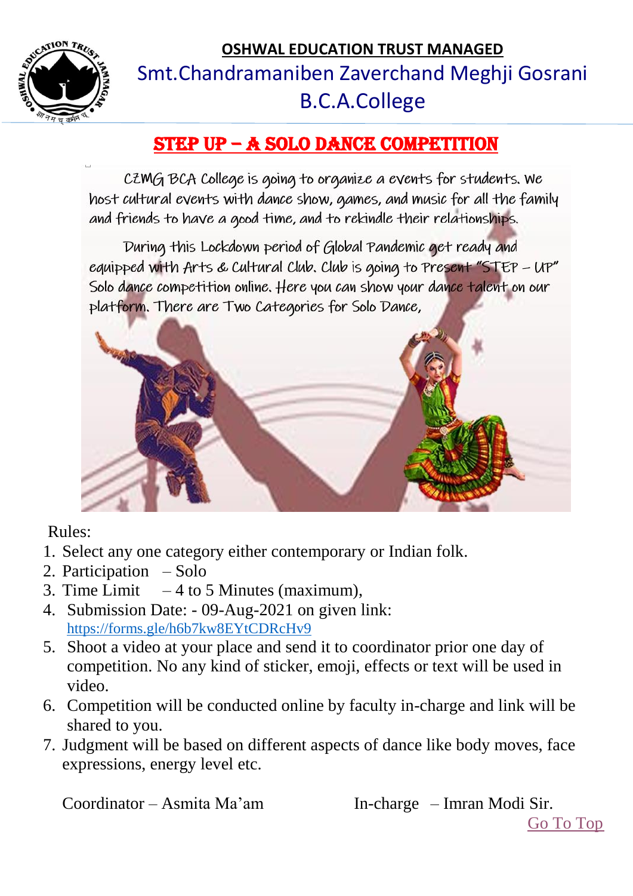**OSHWAL EDUCATION TRUST MANAGED**

Smt.Chandramaniben Zaverchand Meghji Gosrani B.C.A.College

## STEP UP – A SOLO DANCE COMPETITION

CZMG BCA College is going to organize a events for students. We host cultural events with dance show, games, and music for all the family and friends to have a good time, and to rekindle their relationships.

During this Lockdown period of Global Pandemic get ready and equipped with Arts & Cultural Club. Club is going to Present "STEP – UP" Solo dance competition online. Here you can show your dance talent on our platform. There are Two Categories for Solo Dance,

Rules:

1. Select any one category either contemporary or Indian folk.
2. Participation – Solo
3. Time Limit – 4 to 5 Minutes (maximum),
4. Submission Date: - 09-Aug-2021 on given link: https://forms.gle/h6b7kw8EYtCDRcHv9
5. Shoot a video at your place and send it to coordinator prior one day of competition. No any kind of sticker, emoji, effects or text will be used in video.
6. Competition will be conducted online by faculty in-charge and link will be shared to you.
7. Judgment will be based on different aspects of dance like body moves, face expressions, energy level etc.

Coordinator – Asmita Ma'am

In-charge – Imran Modi Sir.

Go To Top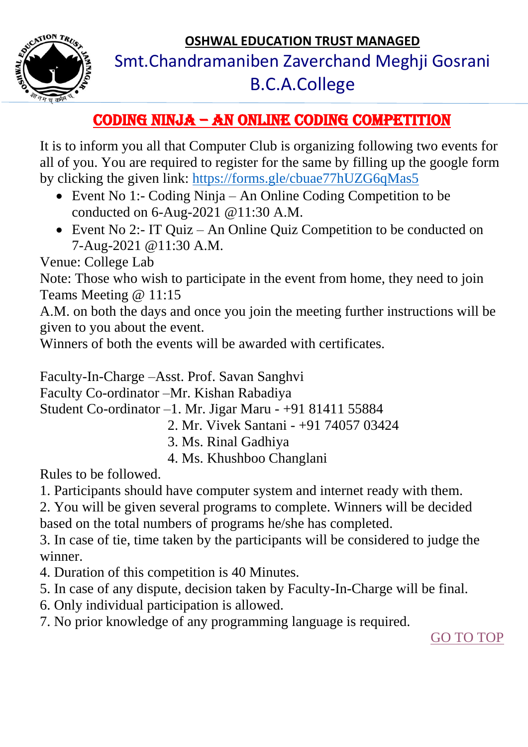**OSHWAL EDUCATION TRUST MANAGED**

Smt.Chandramaniben Zaverchand Meghji Gosrani B.C.A.College

# CODING NINJA – AN ONLINE CODING COMPETITION

It is to inform you all that Computer Club is organizing following two events for all of you. You are required to register for the same by filling up the google form by clicking the given link: https://forms.gle/cbuae77hUZG6qMas5

- Event No 1:- Coding Ninja – An Online Coding Competition to be conducted on 6-Aug-2021 @11:30 A.M.
- Event No 2:- IT Quiz – An Online Quiz Competition to be conducted on 7-Aug-2021 @11:30 A.M.

Venue: College Lab

Note: Those who wish to participate in the event from home, they need to join Teams Meeting @ 11:15 A.M. on both the days and once you join the meeting further instructions will be given to you about the event.

Winners of both the events will be awarded with certificates.

Faculty-In-Charge –Asst. Prof. Savan Sanghvi

Faculty Co-ordinator –Mr. Kishan Rabadiya

Student Co-ordinator –1. Mr. Jigar Maru - +91 81411 55884

2. Mr. Vivek Santani - +91 74057 03424
3. Ms. Rinal Gadhiya
4. Ms. Khushboo Changlani

Rules to be followed.

1. Participants should have computer system and internet ready with them.
2. You will be given several programs to complete. Winners will be decided based on the total numbers of programs he/she has completed.
3. In case of tie, time taken by the participants will be considered to judge the winner.
4. Duration of this competition is 40 Minutes.
5. In case of any dispute, decision taken by Faculty-In-Charge will be final.
6. Only individual participation is allowed.
7. No prior knowledge of any programming language is required.

GO TO TOP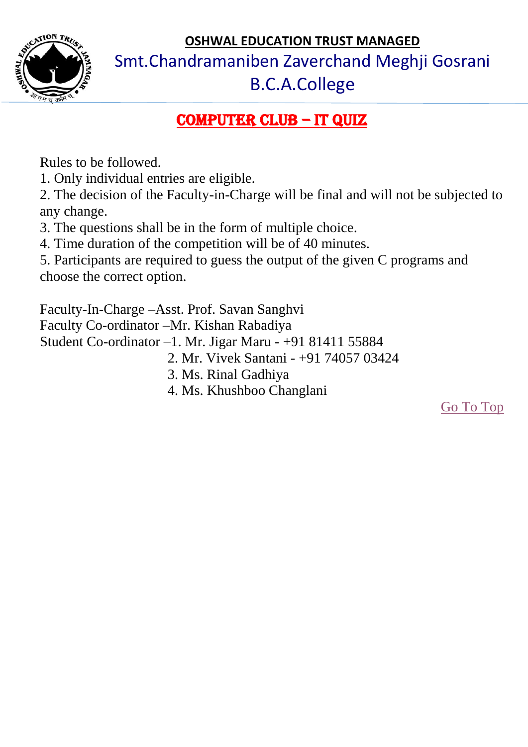**OSHWAL EDUCATION TRUST MANAGED**

Smt.Chandramaniben Zaverchand Meghji Gosrani B.C.A.College

## COMPUTER CLUB – IT QUIZ

Rules to be followed.

1. Only individual entries are eligible.
2. The decision of the Faculty-in-Charge will be final and will not be subjected to any change.
3. The questions shall be in the form of multiple choice.
4. Time duration of the competition will be of 40 minutes.
5. Participants are required to guess the output of the given C programs and choose the correct option.

Faculty-In-Charge –Asst. Prof. Savan Sanghvi
Faculty Co-ordinator –Mr. Kishan Rabadiya
Student Co-ordinator –1. Mr. Jigar Maru - +91 81411 55884
2. Mr. Vivek Santani - +91 74057 03424
3. Ms. Rinal Gadhiya
4. Ms. Khushboo Changlani

Go To Top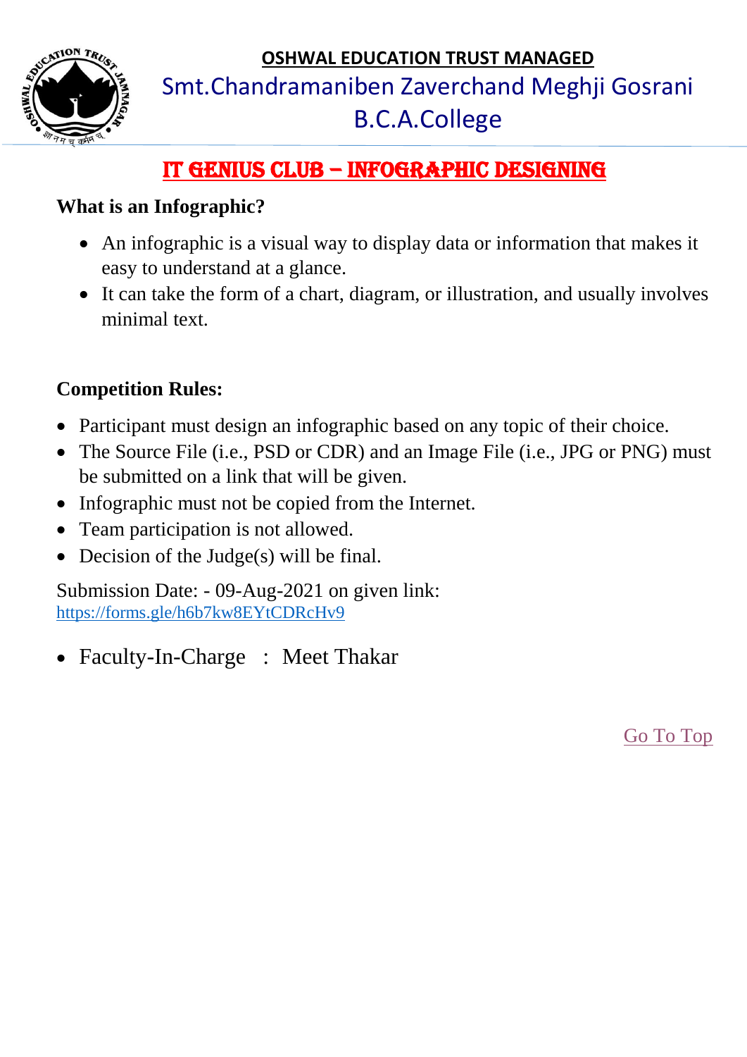**OSHWAL EDUCATION TRUST MANAGED**

Smt.Chandramaniben Zaverchand Meghji Gosrani B.C.A.College

# IT GENIUS CLUB – INFOGRAPHIC DESIGNING

**What is an Infographic?**

- An infographic is a visual way to display data or information that makes it easy to understand at a glance.
- It can take the form of a chart, diagram, or illustration, and usually involves minimal text.

**Competition Rules:**

- Participant must design an infographic based on any topic of their choice.
- The Source File (i.e., PSD or CDR) and an Image File (i.e., JPG or PNG) must be submitted on a link that will be given.
- Infographic must not be copied from the Internet.
- Team participation is not allowed.
- Decision of the Judge(s) will be final.

Submission Date: - 09-Aug-2021 on given link:
https://forms.gle/h6b7kw8EYtCDRcHv9

- Faculty-In-Charge : Meet Thakar

Go To Top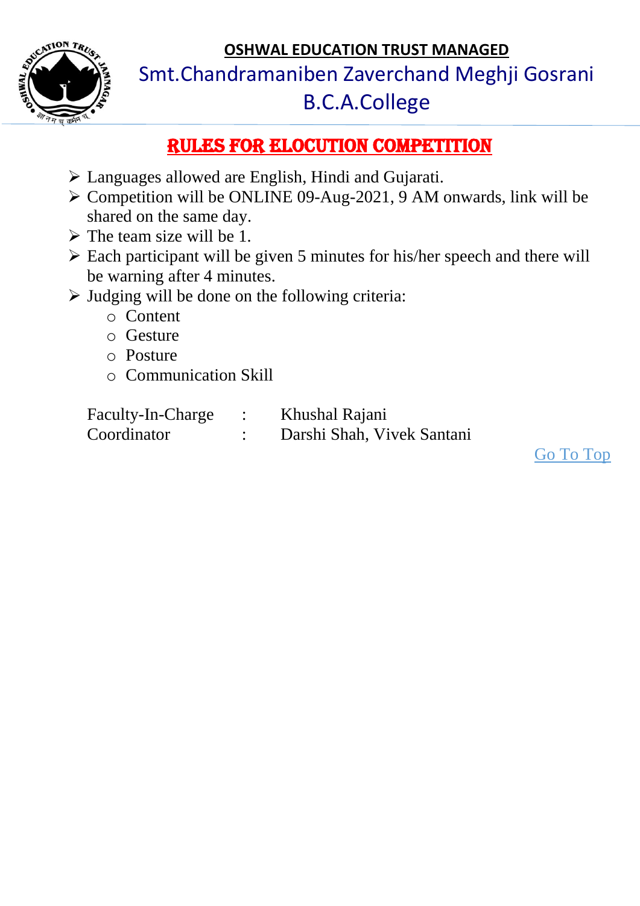**OSHWAL EDUCATION TRUST MANAGED**

Smt.Chandramaniben Zaverchand Meghji Gosrani B.C.A.College

## RULES FOR ELOCUTION COMPETITION

- Languages allowed are English, Hindi and Gujarati.
- Competition will be ONLINE 09-Aug-2021, 9 AM onwards, link will be shared on the same day.
- The team size will be 1.
- Each participant will be given 5 minutes for his/her speech and there will be warning after 4 minutes.
- Judging will be done on the following criteria:
  - Content
  - Gesture
  - Posture
  - Communication Skill

Faculty-In-Charge : Khushal Rajani
Coordinator : Darshi Shah, Vivek Santani

Go To Top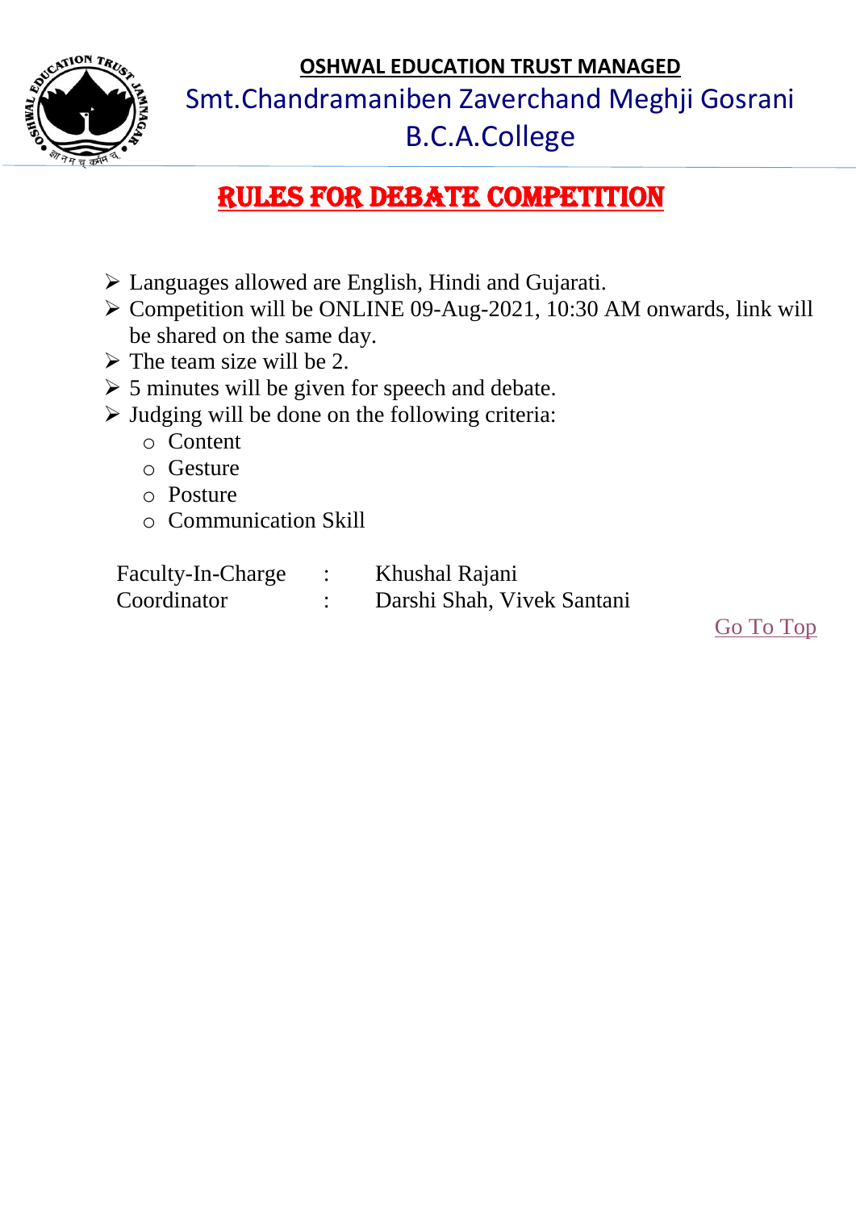**OSHWAL EDUCATION TRUST MANAGED**

Smt.Chandramaniben Zaverchand Meghji Gosrani B.C.A.College

# RULES FOR DEBATE COMPETITION

- Languages allowed are English, Hindi and Gujarati.
- Competition will be ONLINE 09-Aug-2021, 10:30 AM onwards, link will be shared on the same day.
- The team size will be 2.
- 5 minutes will be given for speech and debate.
- Judging will be done on the following criteria:
  - Content
  - Gesture
  - Posture
  - Communication Skill

| | | |
|---|---|---|
| Faculty-In-Charge | : | Khushal Rajani |
| Coordinator | : | Darshi Shah, Vivek Santani |

Go To Top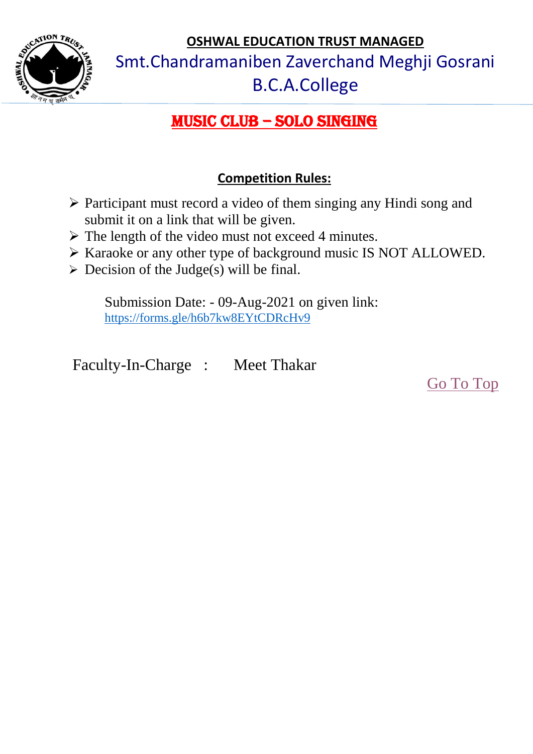**OSHWAL EDUCATION TRUST MANAGED**

Smt.Chandramaniben Zaverchand Meghji Gosrani B.C.A.College

# MUSIC CLUB – SOLO SINGING

## Competition Rules:

- Participant must record a video of them singing any Hindi song and submit it on a link that will be given.
- The length of the video must not exceed 4 minutes.
- Karaoke or any other type of background music IS NOT ALLOWED.
- Decision of the Judge(s) will be final.

Submission Date: - 09-Aug-2021 on given link: https://forms.gle/h6b7kw8EYtCDRcHv9

Faculty-In-Charge : Meet Thakar

Go To Top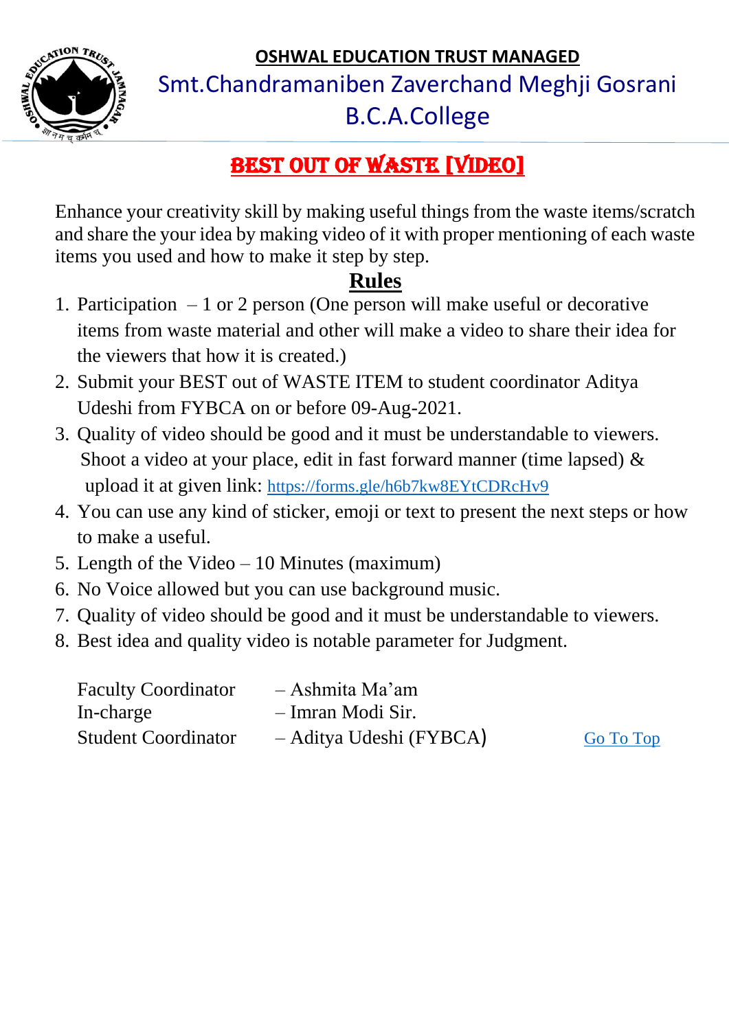**OSHWAL EDUCATION TRUST MANAGED**

Smt.Chandramaniben Zaverchand Meghji Gosrani B.C.A.College

# BEST OUT OF WASTE [VIDEO]

Enhance your creativity skill by making useful things from the waste items/scratch and share the your idea by making video of it with proper mentioning of each waste items you used and how to make it step by step.

## Rules

1. Participation – 1 or 2 person (One person will make useful or decorative items from waste material and other will make a video to share their idea for the viewers that how it is created.)
2. Submit your BEST out of WASTE ITEM to student coordinator Aditya Udeshi from FYBCA on or before 09-Aug-2021.
3. Quality of video should be good and it must be understandable to viewers. Shoot a video at your place, edit in fast forward manner (time lapsed) & upload it at given link: https://forms.gle/h6b7kw8EYtCDRcHv9
4. You can use any kind of sticker, emoji or text to present the next steps or how to make a useful.
5. Length of the Video – 10 Minutes (maximum)
6. No Voice allowed but you can use background music.
7. Quality of video should be good and it must be understandable to viewers.
8. Best idea and quality video is notable parameter for Judgment.

Faculty Coordinator – Ashmita Ma'am
In-charge – Imran Modi Sir.
Student Coordinator – Aditya Udeshi (FYBCA)

Go To Top